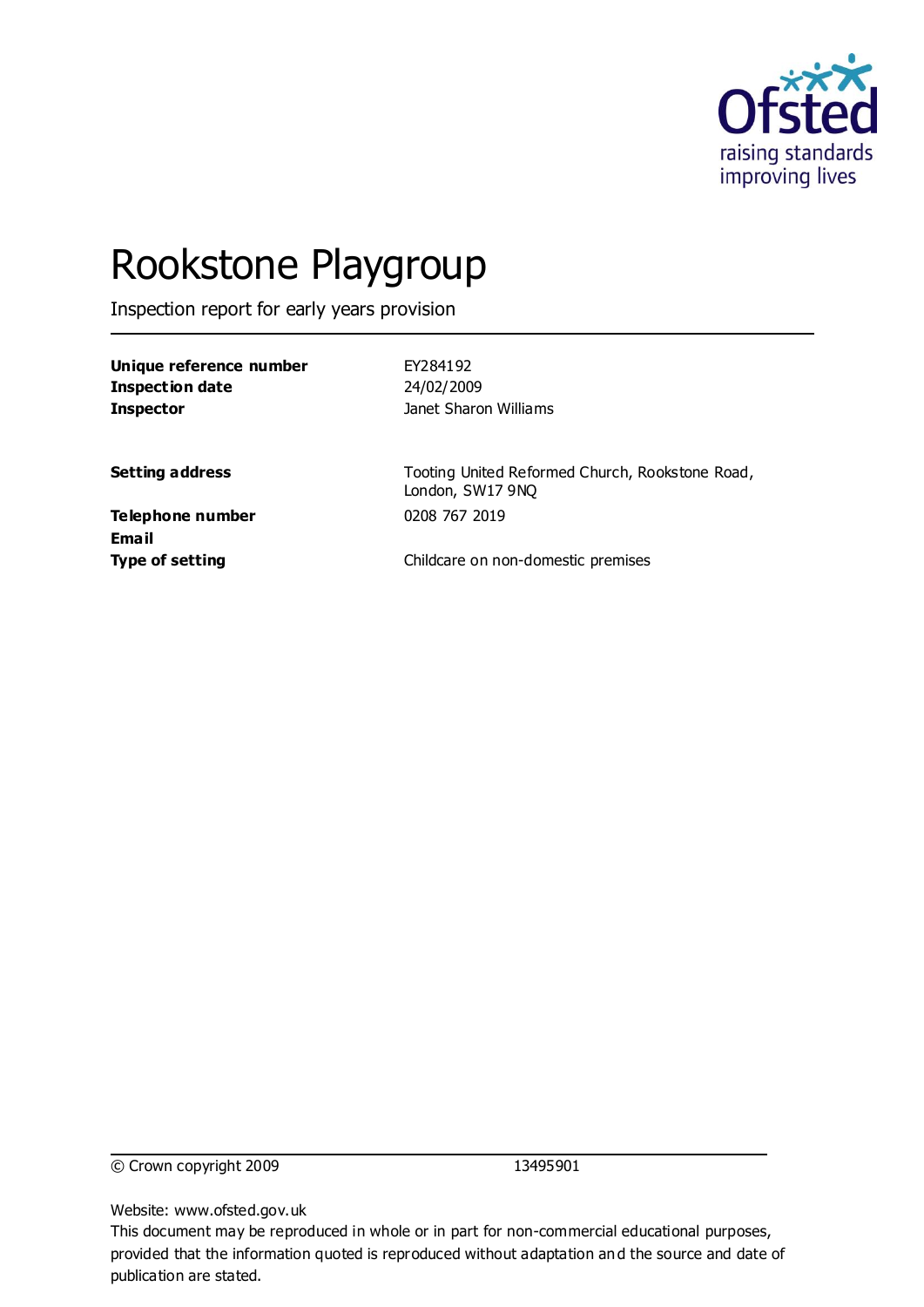# Rookstone Playgroup

Inspection report for early years provision

| | |
|---|---|
| **Unique reference number** | EY284192 |
| **Inspection date** | 24/02/2009 |
| **Inspector** | Janet Sharon Williams |
| | |
| **Setting address** | Tooting United Reformed Church, Rookstone Road, London, SW17 9NQ |
| **Telephone number** | 0208 767 2019 |
| **Email** | |
| **Type of setting** | Childcare on non-domestic premises |

© Crown copyright 2009 13495901

Website: www.ofsted.gov.uk

This document may be reproduced in whole or in part for non-commercial educational purposes, provided that the information quoted is reproduced without adaptation and the source and date of publication are stated.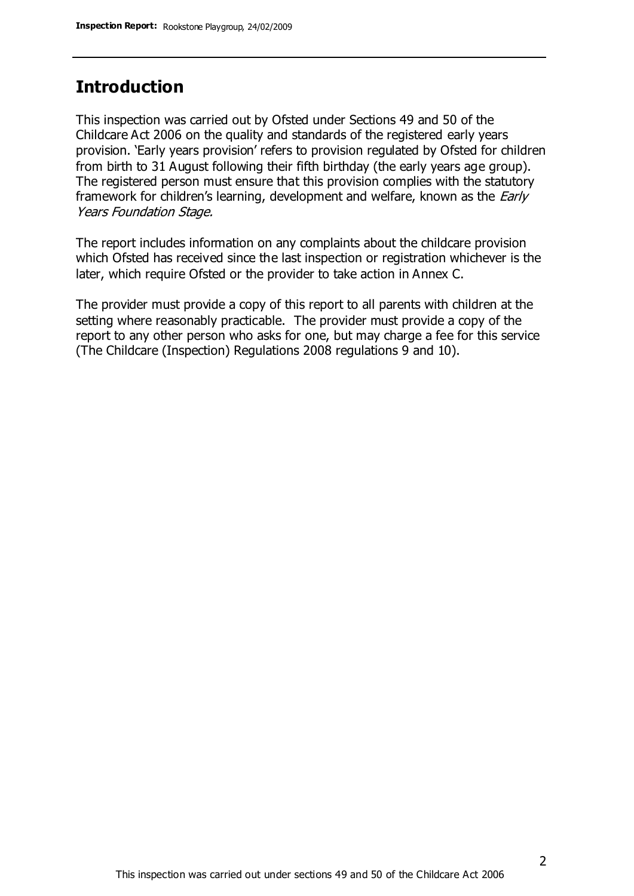# Introduction

This inspection was carried out by Ofsted under Sections 49 and 50 of the Childcare Act 2006 on the quality and standards of the registered early years provision. 'Early years provision' refers to provision regulated by Ofsted for children from birth to 31 August following their fifth birthday (the early years age group). The registered person must ensure that this provision complies with the statutory framework for children's learning, development and welfare, known as the *Early Years Foundation Stage.*

The report includes information on any complaints about the childcare provision which Ofsted has received since the last inspection or registration whichever is the later, which require Ofsted or the provider to take action in Annex C.

The provider must provide a copy of this report to all parents with children at the setting where reasonably practicable. The provider must provide a copy of the report to any other person who asks for one, but may charge a fee for this service (The Childcare (Inspection) Regulations 2008 regulations 9 and 10).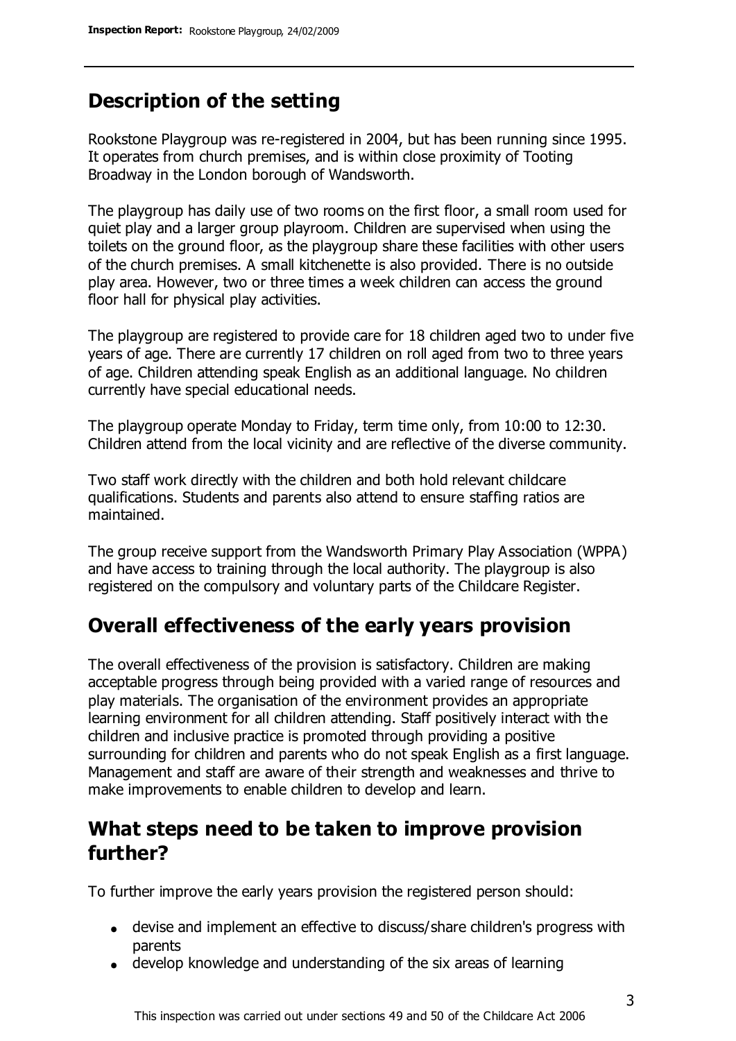## Description of the setting

Rookstone Playgroup was re-registered in 2004, but has been running since 1995. It operates from church premises, and is within close proximity of Tooting Broadway in the London borough of Wandsworth.

The playgroup has daily use of two rooms on the first floor, a small room used for quiet play and a larger group playroom. Children are supervised when using the toilets on the ground floor, as the playgroup share these facilities with other users of the church premises. A small kitchenette is also provided. There is no outside play area. However, two or three times a week children can access the ground floor hall for physical play activities.

The playgroup are registered to provide care for 18 children aged two to under five years of age. There are currently 17 children on roll aged from two to three years of age. Children attending speak English as an additional language. No children currently have special educational needs.

The playgroup operate Monday to Friday, term time only, from 10:00 to 12:30. Children attend from the local vicinity and are reflective of the diverse community.

Two staff work directly with the children and both hold relevant childcare qualifications. Students and parents also attend to ensure staffing ratios are maintained.

The group receive support from the Wandsworth Primary Play Association (WPPA) and have access to training through the local authority. The playgroup is also registered on the compulsory and voluntary parts of the Childcare Register.

## Overall effectiveness of the early years provision

The overall effectiveness of the provision is satisfactory. Children are making acceptable progress through being provided with a varied range of resources and play materials. The organisation of the environment provides an appropriate learning environment for all children attending. Staff positively interact with the children and inclusive practice is promoted through providing a positive surrounding for children and parents who do not speak English as a first language. Management and staff are aware of their strength and weaknesses and thrive to make improvements to enable children to develop and learn.

## What steps need to be taken to improve provision further?

To further improve the early years provision the registered person should:

- devise and implement an effective to discuss/share children's progress with parents
- develop knowledge and understanding of the six areas of learning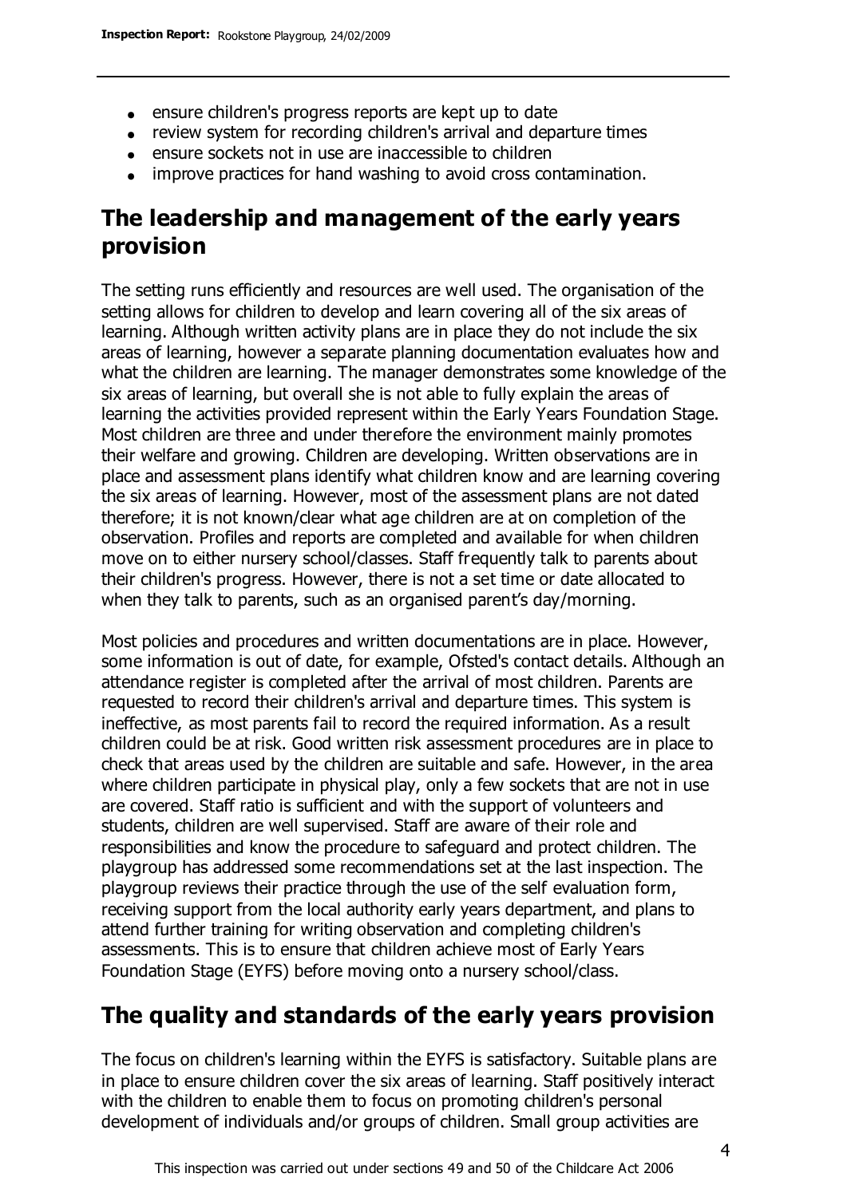- ensure children's progress reports are kept up to date
- review system for recording children's arrival and departure times
- ensure sockets not in use are inaccessible to children
- improve practices for hand washing to avoid cross contamination.

## The leadership and management of the early years provision

The setting runs efficiently and resources are well used. The organisation of the setting allows for children to develop and learn covering all of the six areas of learning. Although written activity plans are in place they do not include the six areas of learning, however a separate planning documentation evaluates how and what the children are learning. The manager demonstrates some knowledge of the six areas of learning, but overall she is not able to fully explain the areas of learning the activities provided represent within the Early Years Foundation Stage. Most children are three and under therefore the environment mainly promotes their welfare and growing. Children are developing. Written observations are in place and assessment plans identify what children know and are learning covering the six areas of learning. However, most of the assessment plans are not dated therefore; it is not known/clear what age children are at on completion of the observation. Profiles and reports are completed and available for when children move on to either nursery school/classes. Staff frequently talk to parents about their children's progress. However, there is not a set time or date allocated to when they talk to parents, such as an organised parent's day/morning.

Most policies and procedures and written documentations are in place. However, some information is out of date, for example, Ofsted's contact details. Although an attendance register is completed after the arrival of most children. Parents are requested to record their children's arrival and departure times. This system is ineffective, as most parents fail to record the required information. As a result children could be at risk. Good written risk assessment procedures are in place to check that areas used by the children are suitable and safe. However, in the area where children participate in physical play, only a few sockets that are not in use are covered. Staff ratio is sufficient and with the support of volunteers and students, children are well supervised. Staff are aware of their role and responsibilities and know the procedure to safeguard and protect children. The playgroup has addressed some recommendations set at the last inspection. The playgroup reviews their practice through the use of the self evaluation form, receiving support from the local authority early years department, and plans to attend further training for writing observation and completing children's assessments. This is to ensure that children achieve most of Early Years Foundation Stage (EYFS) before moving onto a nursery school/class.

## The quality and standards of the early years provision

The focus on children's learning within the EYFS is satisfactory. Suitable plans are in place to ensure children cover the six areas of learning. Staff positively interact with the children to enable them to focus on promoting children's personal development of individuals and/or groups of children. Small group activities are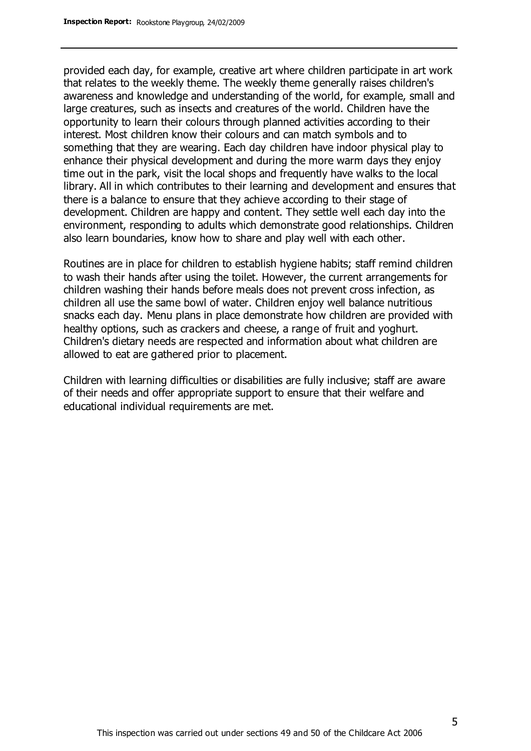provided each day, for example, creative art where children participate in art work that relates to the weekly theme. The weekly theme generally raises children's awareness and knowledge and understanding of the world, for example, small and large creatures, such as insects and creatures of the world. Children have the opportunity to learn their colours through planned activities according to their interest. Most children know their colours and can match symbols and to something that they are wearing. Each day children have indoor physical play to enhance their physical development and during the more warm days they enjoy time out in the park, visit the local shops and frequently have walks to the local library. All in which contributes to their learning and development and ensures that there is a balance to ensure that they achieve according to their stage of development. Children are happy and content. They settle well each day into the environment, responding to adults which demonstrate good relationships. Children also learn boundaries, know how to share and play well with each other.

Routines are in place for children to establish hygiene habits; staff remind children to wash their hands after using the toilet. However, the current arrangements for children washing their hands before meals does not prevent cross infection, as children all use the same bowl of water. Children enjoy well balance nutritious snacks each day. Menu plans in place demonstrate how children are provided with healthy options, such as crackers and cheese, a range of fruit and yoghurt. Children's dietary needs are respected and information about what children are allowed to eat are gathered prior to placement.

Children with learning difficulties or disabilities are fully inclusive; staff are aware of their needs and offer appropriate support to ensure that their welfare and educational individual requirements are met.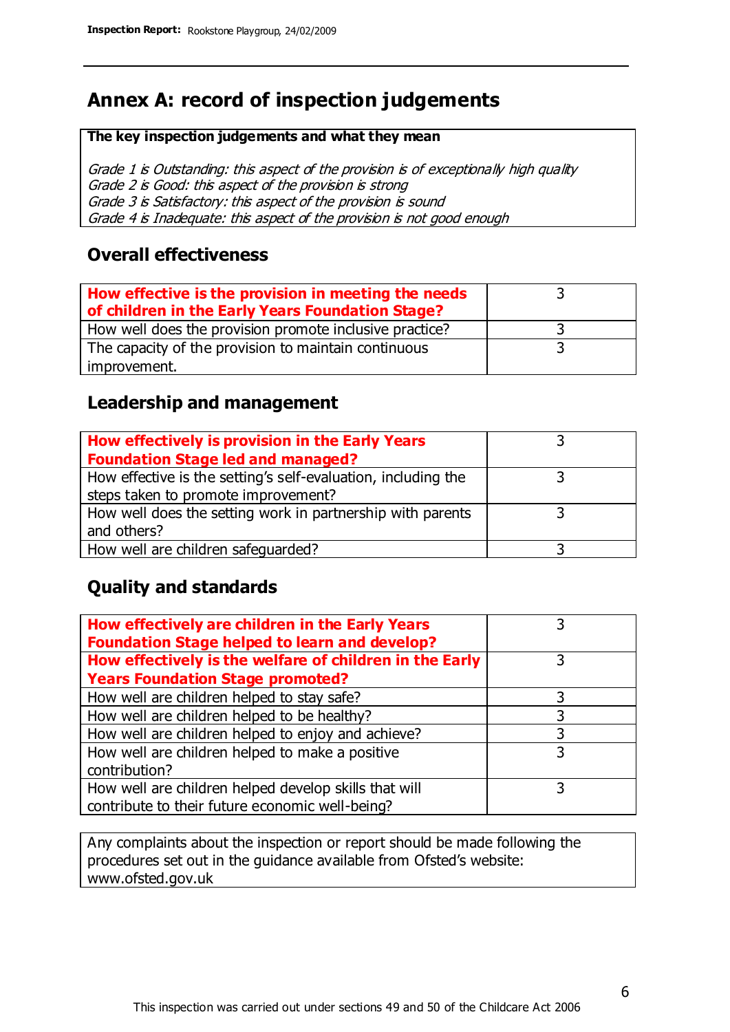# Annex A: record of inspection judgements

**The key inspection judgements and what they mean**

*Grade 1 is Outstanding: this aspect of the provision is of exceptionally high quality*
*Grade 2 is Good: this aspect of the provision is strong*
*Grade 3 is Satisfactory: this aspect of the provision is sound*
*Grade 4 is Inadequate: this aspect of the provision is not good enough*

## Overall effectiveness

| | |
|---|---|
| **How effective is the provision in meeting the needs of children in the Early Years Foundation Stage?** | 3 |
| How well does the provision promote inclusive practice? | 3 |
| The capacity of the provision to maintain continuous improvement. | 3 |

## Leadership and management

| | |
|---|---|
| **How effectively is provision in the Early Years Foundation Stage led and managed?** | 3 |
| How effective is the setting's self-evaluation, including the steps taken to promote improvement? | 3 |
| How well does the setting work in partnership with parents and others? | 3 |
| How well are children safeguarded? | 3 |

## Quality and standards

| | |
|---|---|
| **How effectively are children in the Early Years Foundation Stage helped to learn and develop?** | 3 |
| **How effectively is the welfare of children in the Early Years Foundation Stage promoted?** | 3 |
| How well are children helped to stay safe? | 3 |
| How well are children helped to be healthy? | 3 |
| How well are children helped to enjoy and achieve? | 3 |
| How well are children helped to make a positive contribution? | 3 |
| How well are children helped develop skills that will contribute to their future economic well-being? | 3 |

Any complaints about the inspection or report should be made following the procedures set out in the guidance available from Ofsted's website: www.ofsted.gov.uk

This inspection was carried out under sections 49 and 50 of the Childcare Act 2006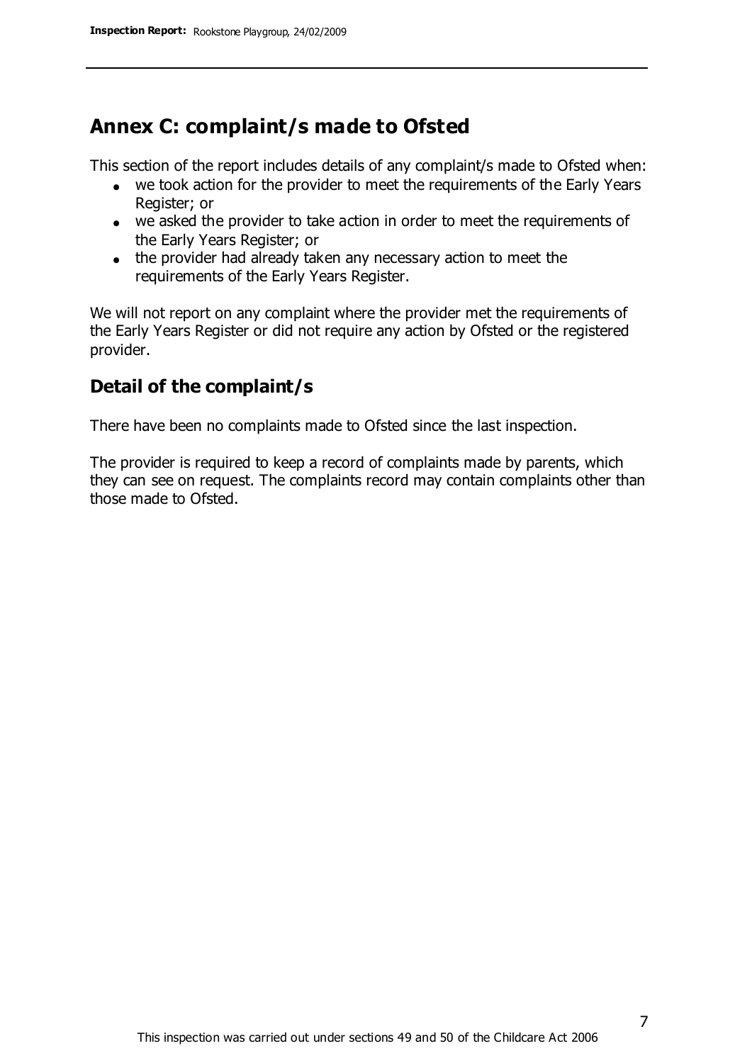## Annex C: complaint/s made to Ofsted

This section of the report includes details of any complaint/s made to Ofsted when:

- we took action for the provider to meet the requirements of the Early Years Register; or
- we asked the provider to take action in order to meet the requirements of the Early Years Register; or
- the provider had already taken any necessary action to meet the requirements of the Early Years Register.

We will not report on any complaint where the provider met the requirements of the Early Years Register or did not require any action by Ofsted or the registered provider.

### Detail of the complaint/s

There have been no complaints made to Ofsted since the last inspection.

The provider is required to keep a record of complaints made by parents, which they can see on request. The complaints record may contain complaints other than those made to Ofsted.